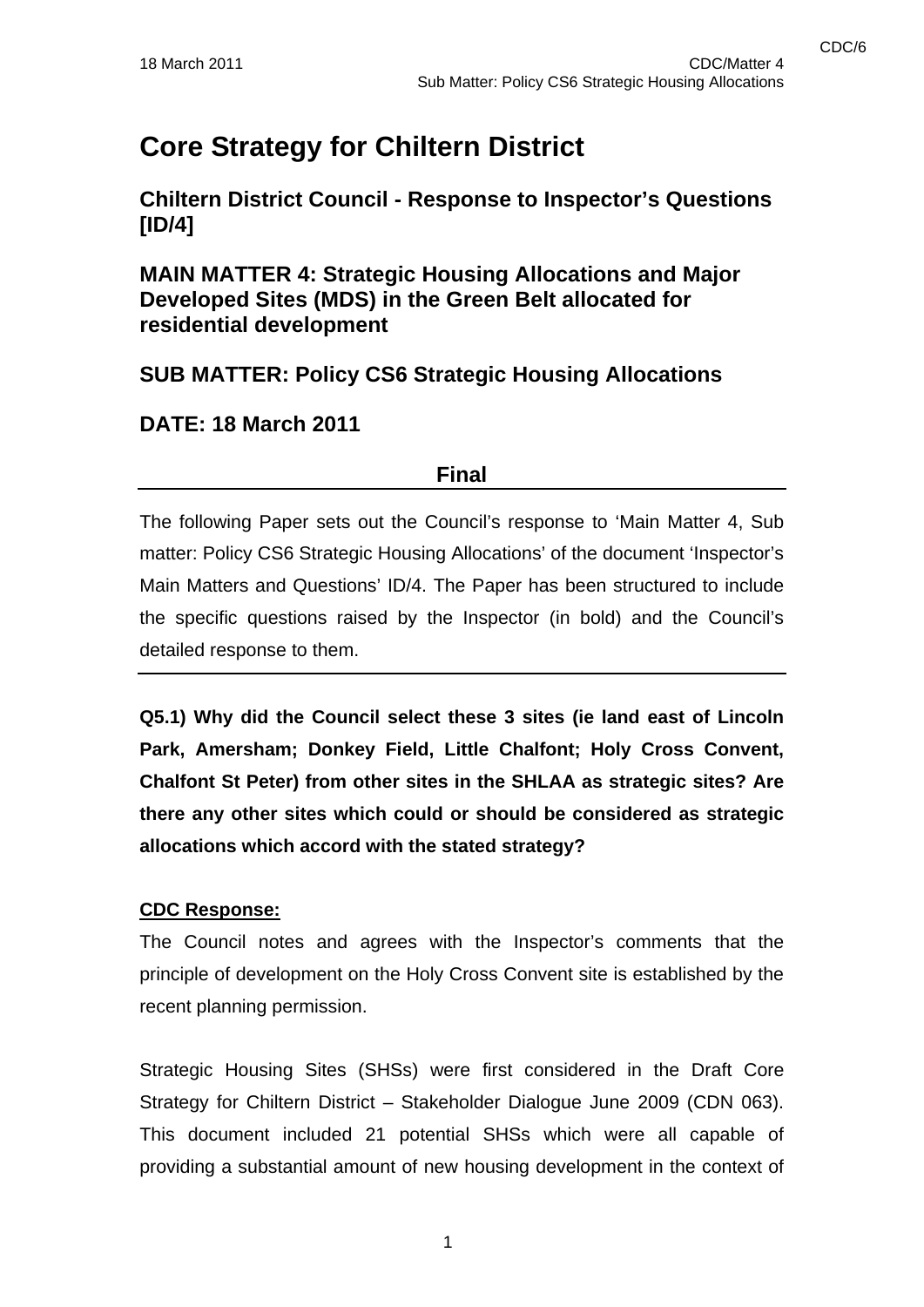# Core Strategy for Chiltern District

## Chiltern District Council - Response to Inspector's Questions [ID/4]

## MAIN MATTER 4: Strategic Housing Allocations and Major Developed Sites (MDS) in the Green Belt allocated for residential development

## SUB MATTER: Policy CS6 Strategic Housing Allocations

## DATE: 18 March 2011

**Final**

The following Paper sets out the Council's response to 'Main Matter 4, Sub matter: Policy CS6 Strategic Housing Allocations' of the document 'Inspector's Main Matters and Questions' ID/4. The Paper has been structured to include the specific questions raised by the Inspector (in bold) and the Council's detailed response to them.

---

**Q5.1) Why did the Council select these 3 sites (ie land east of Lincoln Park, Amersham; Donkey Field, Little Chalfont; Holy Cross Convent, Chalfont St Peter) from other sites in the SHLAA as strategic sites? Are there any other sites which could or should be considered as strategic allocations which accord with the stated strategy?**

**CDC Response:**

The Council notes and agrees with the Inspector's comments that the principle of development on the Holy Cross Convent site is established by the recent planning permission.

Strategic Housing Sites (SHSs) were first considered in the Draft Core Strategy for Chiltern District – Stakeholder Dialogue June 2009 (CDN 063). This document included 21 potential SHSs which were all capable of providing a substantial amount of new housing development in the context of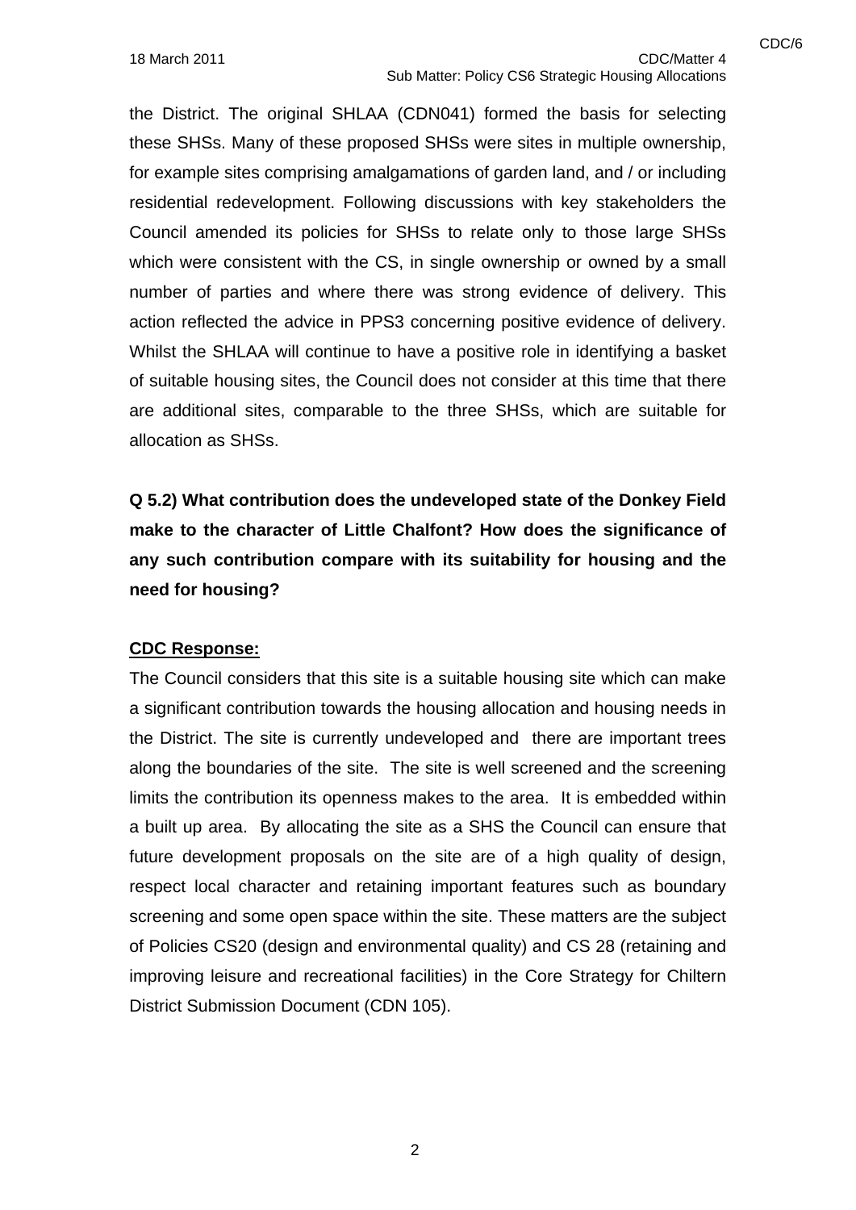the District. The original SHLAA (CDN041) formed the basis for selecting these SHSs. Many of these proposed SHSs were sites in multiple ownership, for example sites comprising amalgamations of garden land, and / or including residential redevelopment. Following discussions with key stakeholders the Council amended its policies for SHSs to relate only to those large SHSs which were consistent with the CS, in single ownership or owned by a small number of parties and where there was strong evidence of delivery. This action reflected the advice in PPS3 concerning positive evidence of delivery. Whilst the SHLAA will continue to have a positive role in identifying a basket of suitable housing sites, the Council does not consider at this time that there are additional sites, comparable to the three SHSs, which are suitable for allocation as SHSs.

**Q 5.2) What contribution does the undeveloped state of the Donkey Field make to the character of Little Chalfont? How does the significance of any such contribution compare with its suitability for housing and the need for housing?**

**CDC Response:**

The Council considers that this site is a suitable housing site which can make a significant contribution towards the housing allocation and housing needs in the District. The site is currently undeveloped and there are important trees along the boundaries of the site. The site is well screened and the screening limits the contribution its openness makes to the area. It is embedded within a built up area. By allocating the site as a SHS the Council can ensure that future development proposals on the site are of a high quality of design, respect local character and retaining important features such as boundary screening and some open space within the site. These matters are the subject of Policies CS20 (design and environmental quality) and CS 28 (retaining and improving leisure and recreational facilities) in the Core Strategy for Chiltern District Submission Document (CDN 105).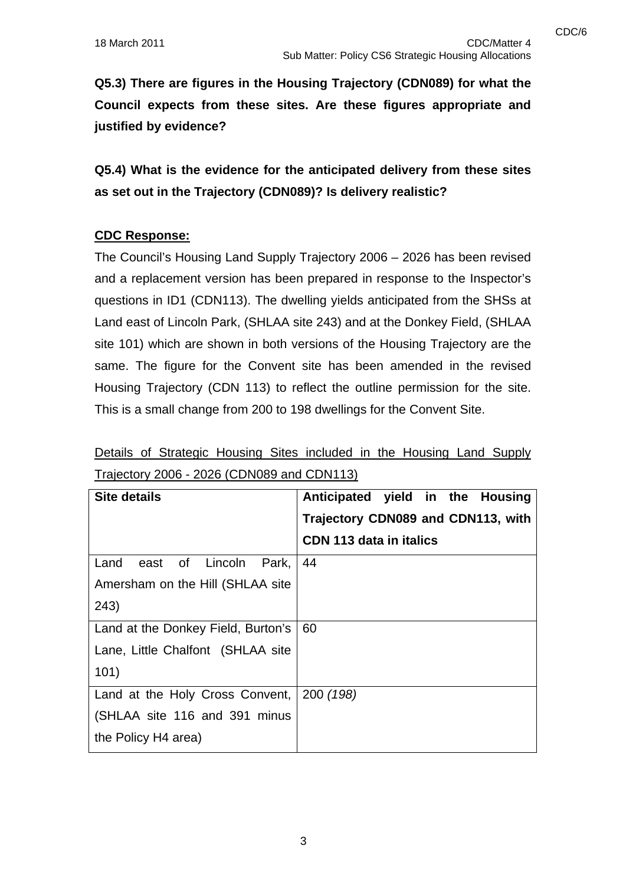**Q5.3) There are figures in the Housing Trajectory (CDN089) for what the Council expects from these sites. Are these figures appropriate and justified by evidence?**

**Q5.4) What is the evidence for the anticipated delivery from these sites as set out in the Trajectory (CDN089)? Is delivery realistic?**

**CDC Response:**

The Council's Housing Land Supply Trajectory 2006 – 2026 has been revised and a replacement version has been prepared in response to the Inspector's questions in ID1 (CDN113). The dwelling yields anticipated from the SHSs at Land east of Lincoln Park, (SHLAA site 243) and at the Donkey Field, (SHLAA site 101) which are shown in both versions of the Housing Trajectory are the same. The figure for the Convent site has been amended in the revised Housing Trajectory (CDN 113) to reflect the outline permission for the site. This is a small change from 200 to 198 dwellings for the Convent Site.

Details of Strategic Housing Sites included in the Housing Land Supply Trajectory 2006 - 2026 (CDN089 and CDN113)

| Site details | Anticipated yield in the Housing Trajectory CDN089 and CDN113, with CDN 113 data in italics |
|---|---|
| Land east of Lincoln Park, Amersham on the Hill (SHLAA site 243) | 44 |
| Land at the Donkey Field, Burton's Lane, Little Chalfont (SHLAA site 101) | 60 |
| Land at the Holy Cross Convent, (SHLAA site 116 and 391 minus the Policy H4 area) | 200 *(198)* |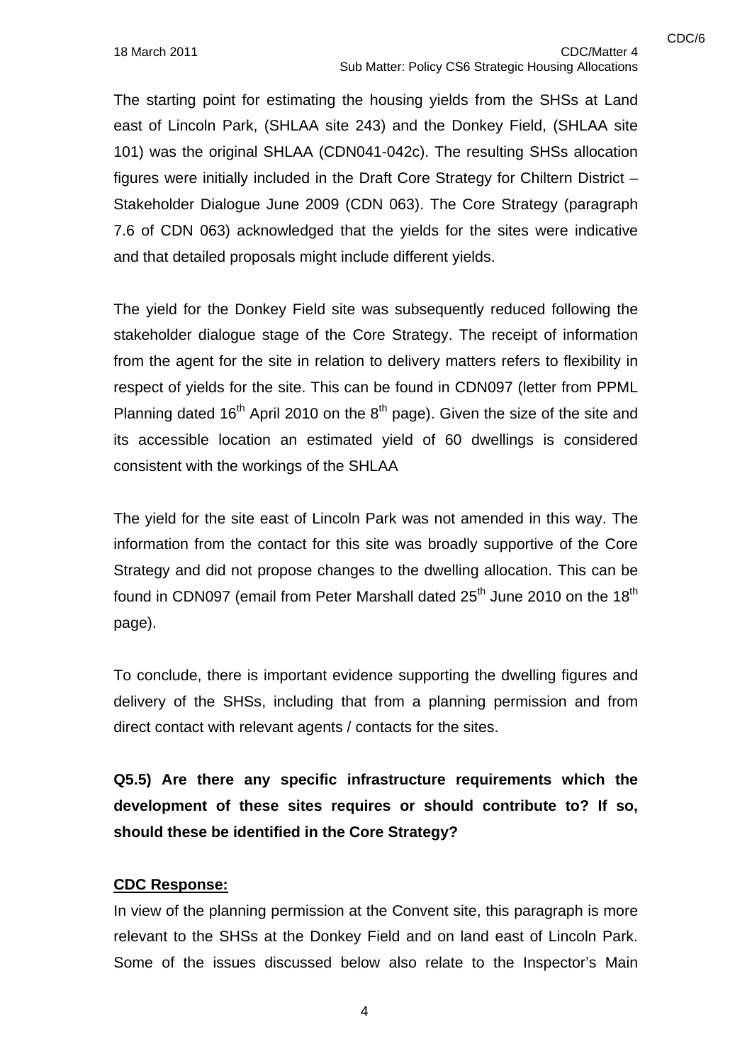The starting point for estimating the housing yields from the SHSs at Land east of Lincoln Park, (SHLAA site 243) and the Donkey Field, (SHLAA site 101) was the original SHLAA (CDN041-042c). The resulting SHSs allocation figures were initially included in the Draft Core Strategy for Chiltern District – Stakeholder Dialogue June 2009 (CDN 063). The Core Strategy (paragraph 7.6 of CDN 063) acknowledged that the yields for the sites were indicative and that detailed proposals might include different yields.

The yield for the Donkey Field site was subsequently reduced following the stakeholder dialogue stage of the Core Strategy. The receipt of information from the agent for the site in relation to delivery matters refers to flexibility in respect of yields for the site. This can be found in CDN097 (letter from PPML Planning dated 16th April 2010 on the 8th page). Given the size of the site and its accessible location an estimated yield of 60 dwellings is considered consistent with the workings of the SHLAA

The yield for the site east of Lincoln Park was not amended in this way. The information from the contact for this site was broadly supportive of the Core Strategy and did not propose changes to the dwelling allocation. This can be found in CDN097 (email from Peter Marshall dated 25th June 2010 on the 18th page).

To conclude, there is important evidence supporting the dwelling figures and delivery of the SHSs, including that from a planning permission and from direct contact with relevant agents / contacts for the sites.

**Q5.5) Are there any specific infrastructure requirements which the development of these sites requires or should contribute to? If so, should these be identified in the Core Strategy?**

**CDC Response:**

In view of the planning permission at the Convent site, this paragraph is more relevant to the SHSs at the Donkey Field and on land east of Lincoln Park. Some of the issues discussed below also relate to the Inspector's Main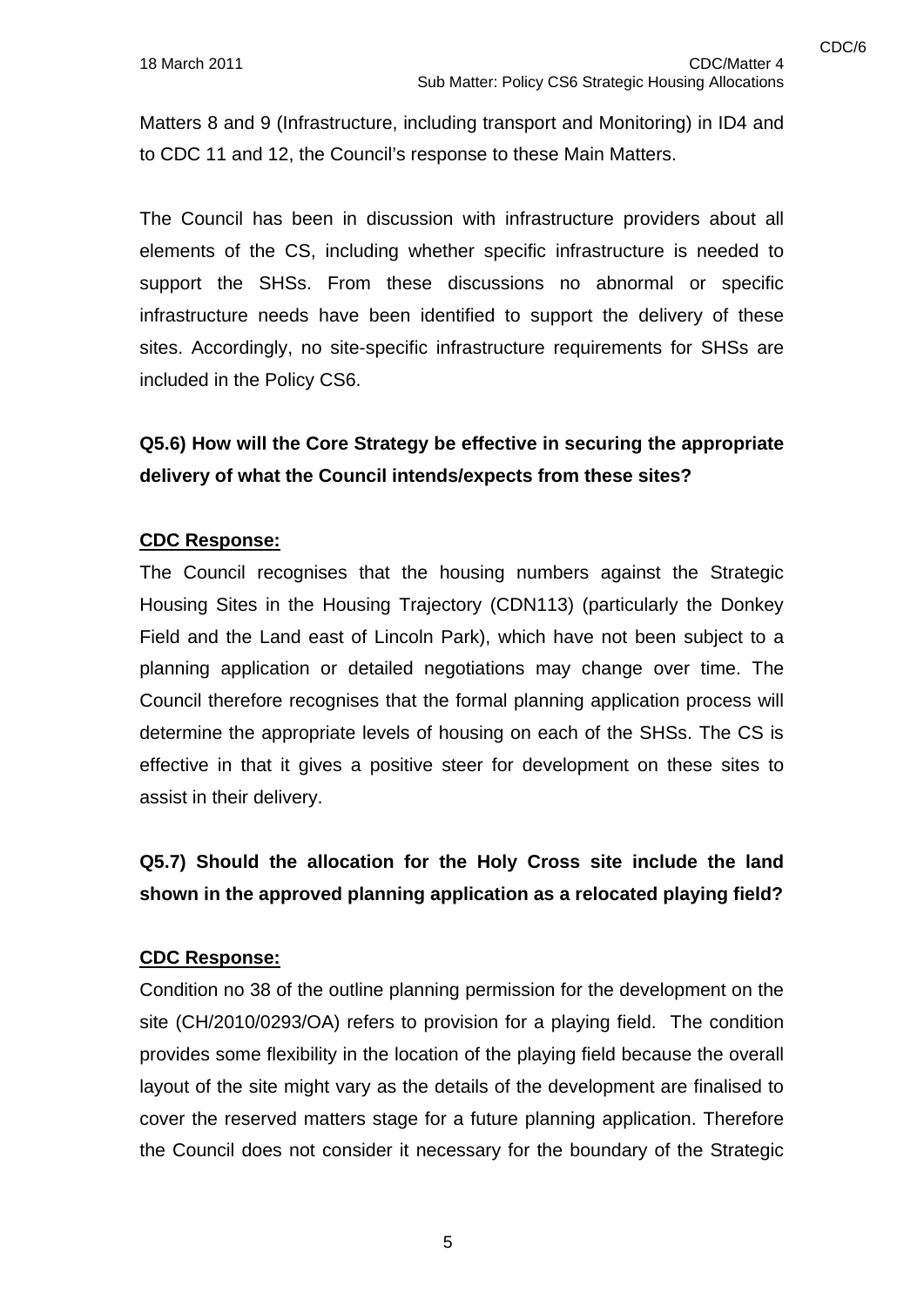Matters 8 and 9 (Infrastructure, including transport and Monitoring) in ID4 and to CDC 11 and 12, the Council's response to these Main Matters.

The Council has been in discussion with infrastructure providers about all elements of the CS, including whether specific infrastructure is needed to support the SHSs. From these discussions no abnormal or specific infrastructure needs have been identified to support the delivery of these sites. Accordingly, no site-specific infrastructure requirements for SHSs are included in the Policy CS6.

**Q5.6) How will the Core Strategy be effective in securing the appropriate delivery of what the Council intends/expects from these sites?**

**CDC Response:**

The Council recognises that the housing numbers against the Strategic Housing Sites in the Housing Trajectory (CDN113) (particularly the Donkey Field and the Land east of Lincoln Park), which have not been subject to a planning application or detailed negotiations may change over time. The Council therefore recognises that the formal planning application process will determine the appropriate levels of housing on each of the SHSs. The CS is effective in that it gives a positive steer for development on these sites to assist in their delivery.

**Q5.7) Should the allocation for the Holy Cross site include the land shown in the approved planning application as a relocated playing field?**

**CDC Response:**

Condition no 38 of the outline planning permission for the development on the site (CH/2010/0293/OA) refers to provision for a playing field. The condition provides some flexibility in the location of the playing field because the overall layout of the site might vary as the details of the development are finalised to cover the reserved matters stage for a future planning application. Therefore the Council does not consider it necessary for the boundary of the Strategic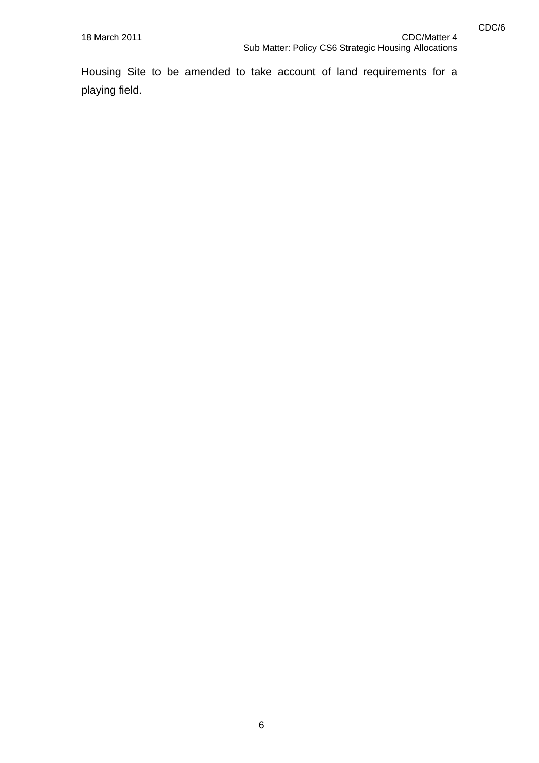Housing Site to be amended to take account of land requirements for a playing field.